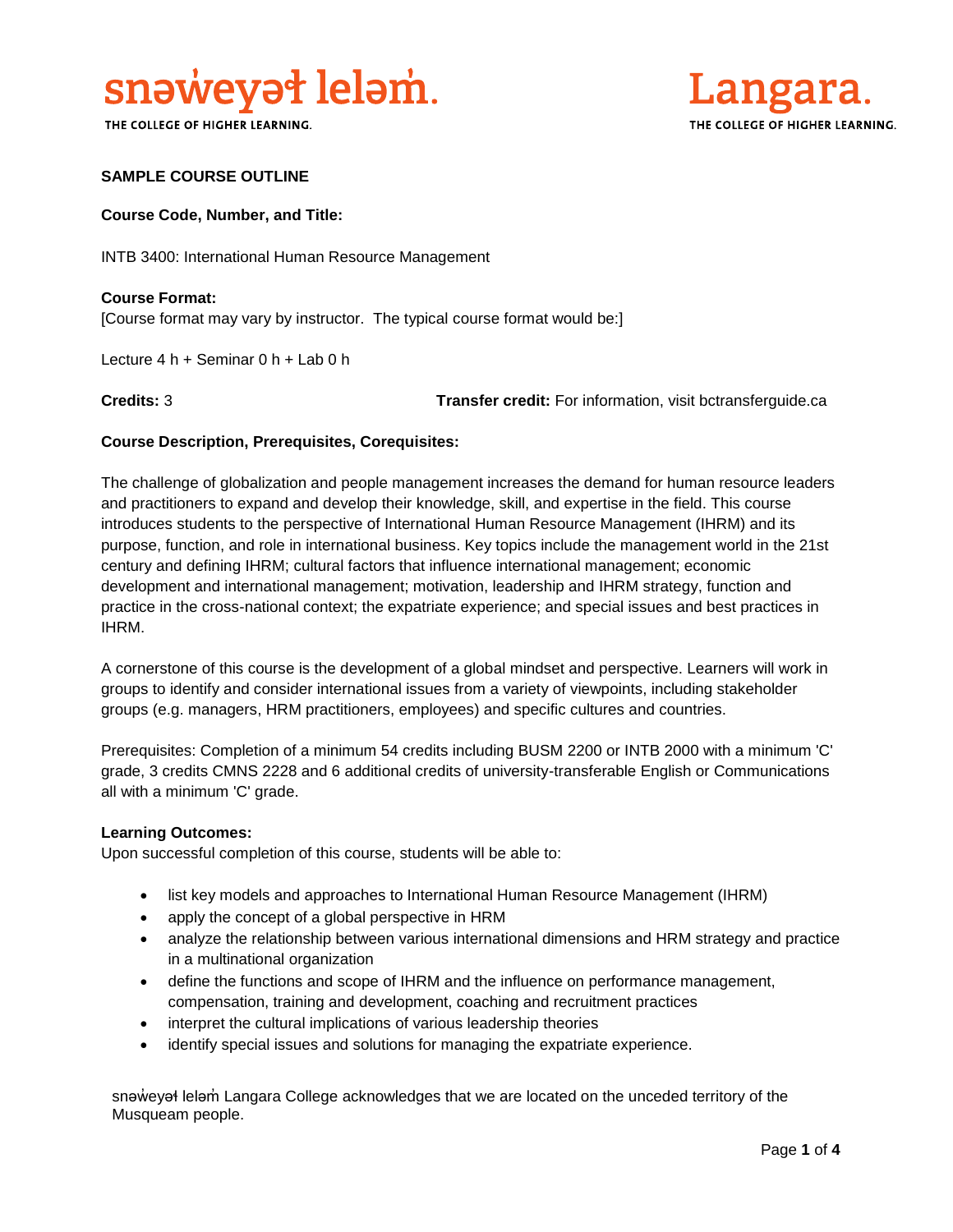snəw̓eyəɬ leləm̓.
THE COLLEGE OF HIGHER LEARNING.

Langara.
THE COLLEGE OF HIGHER LEARNING.

**SAMPLE COURSE OUTLINE**

**Course Code, Number, and Title:**

INTB 3400: International Human Resource Management

**Course Format:**
[Course format may vary by instructor. The typical course format would be:]

Lecture 4 h + Seminar 0 h + Lab 0 h

**Credits:** 3 **Transfer credit:** For information, visit bctransferguide.ca

**Course Description, Prerequisites, Corequisites:**

The challenge of globalization and people management increases the demand for human resource leaders and practitioners to expand and develop their knowledge, skill, and expertise in the field. This course introduces students to the perspective of International Human Resource Management (IHRM) and its purpose, function, and role in international business. Key topics include the management world in the 21st century and defining IHRM; cultural factors that influence international management; economic development and international management; motivation, leadership and IHRM strategy, function and practice in the cross-national context; the expatriate experience; and special issues and best practices in IHRM.

A cornerstone of this course is the development of a global mindset and perspective. Learners will work in groups to identify and consider international issues from a variety of viewpoints, including stakeholder groups (e.g. managers, HRM practitioners, employees) and specific cultures and countries.

Prerequisites: Completion of a minimum 54 credits including BUSM 2200 or INTB 2000 with a minimum 'C' grade, 3 credits CMNS 2228 and 6 additional credits of university-transferable English or Communications all with a minimum 'C' grade.

**Learning Outcomes:**
Upon successful completion of this course, students will be able to:

- list key models and approaches to International Human Resource Management (IHRM)
- apply the concept of a global perspective in HRM
- analyze the relationship between various international dimensions and HRM strategy and practice in a multinational organization
- define the functions and scope of IHRM and the influence on performance management, compensation, training and development, coaching and recruitment practices
- interpret the cultural implications of various leadership theories
- identify special issues and solutions for managing the expatriate experience.

snəw̓eyəɬ leləm̓ Langara College acknowledges that we are located on the unceded territory of the Musqueam people.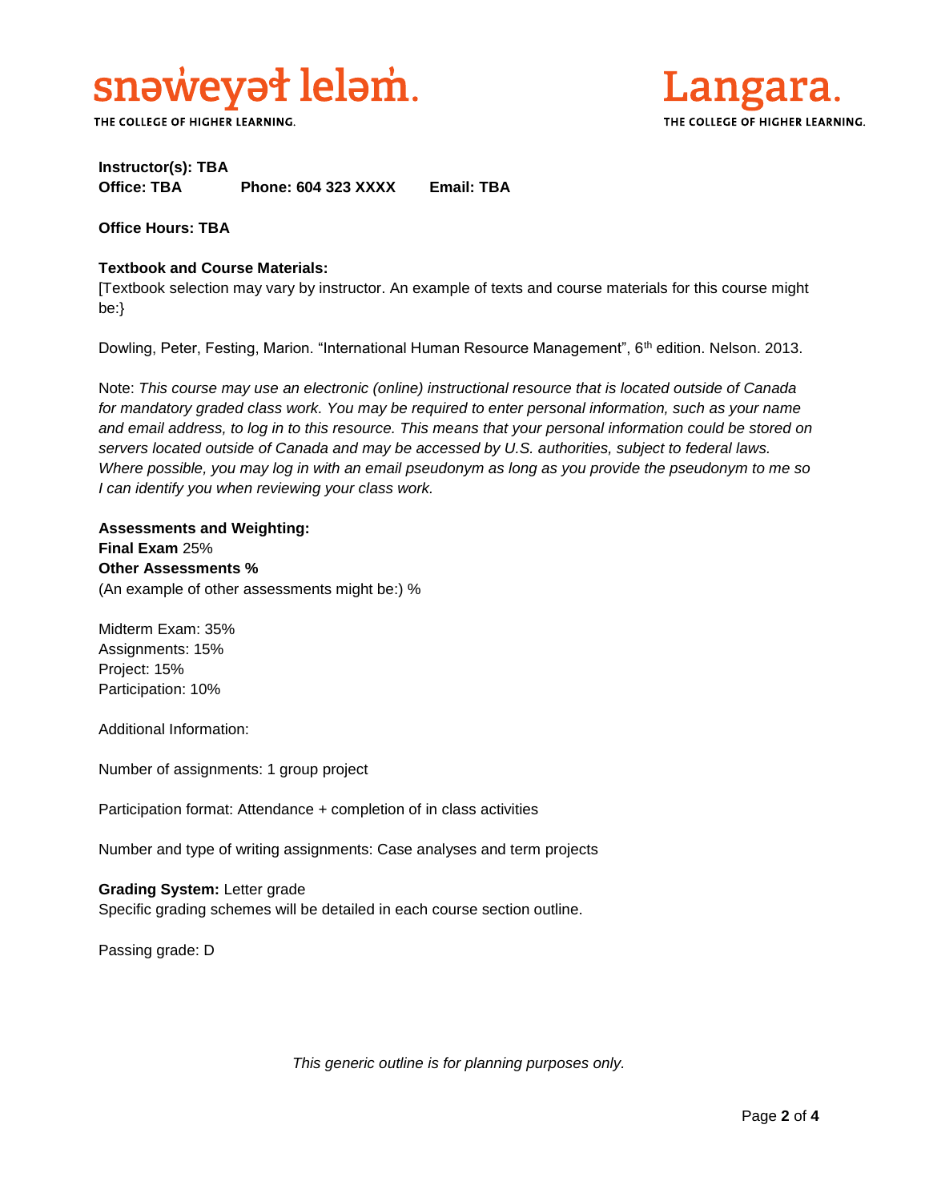**Instructor(s): TBA**
**Office: TBA** **Phone: 604 323 XXXX** **Email: TBA**

**Office Hours: TBA**

**Textbook and Course Materials:**
[Textbook selection may vary by instructor. An example of texts and course materials for this course might be:}

Dowling, Peter, Festing, Marion. "International Human Resource Management", 6th edition. Nelson. 2013.

Note: *This course may use an electronic (online) instructional resource that is located outside of Canada for mandatory graded class work. You may be required to enter personal information, such as your name and email address, to log in to this resource. This means that your personal information could be stored on servers located outside of Canada and may be accessed by U.S. authorities, subject to federal laws. Where possible, you may log in with an email pseudonym as long as you provide the pseudonym to me so I can identify you when reviewing your class work.*

**Assessments and Weighting:**
**Final Exam** 25%
**Other Assessments %**
(An example of other assessments might be:) %

Midterm Exam: 35%
Assignments: 15%
Project: 15%
Participation: 10%

Additional Information:

Number of assignments: 1 group project

Participation format: Attendance + completion of in class activities

Number and type of writing assignments: Case analyses and term projects

**Grading System:** Letter grade
Specific grading schemes will be detailed in each course section outline.

Passing grade: D

*This generic outline is for planning purposes only.*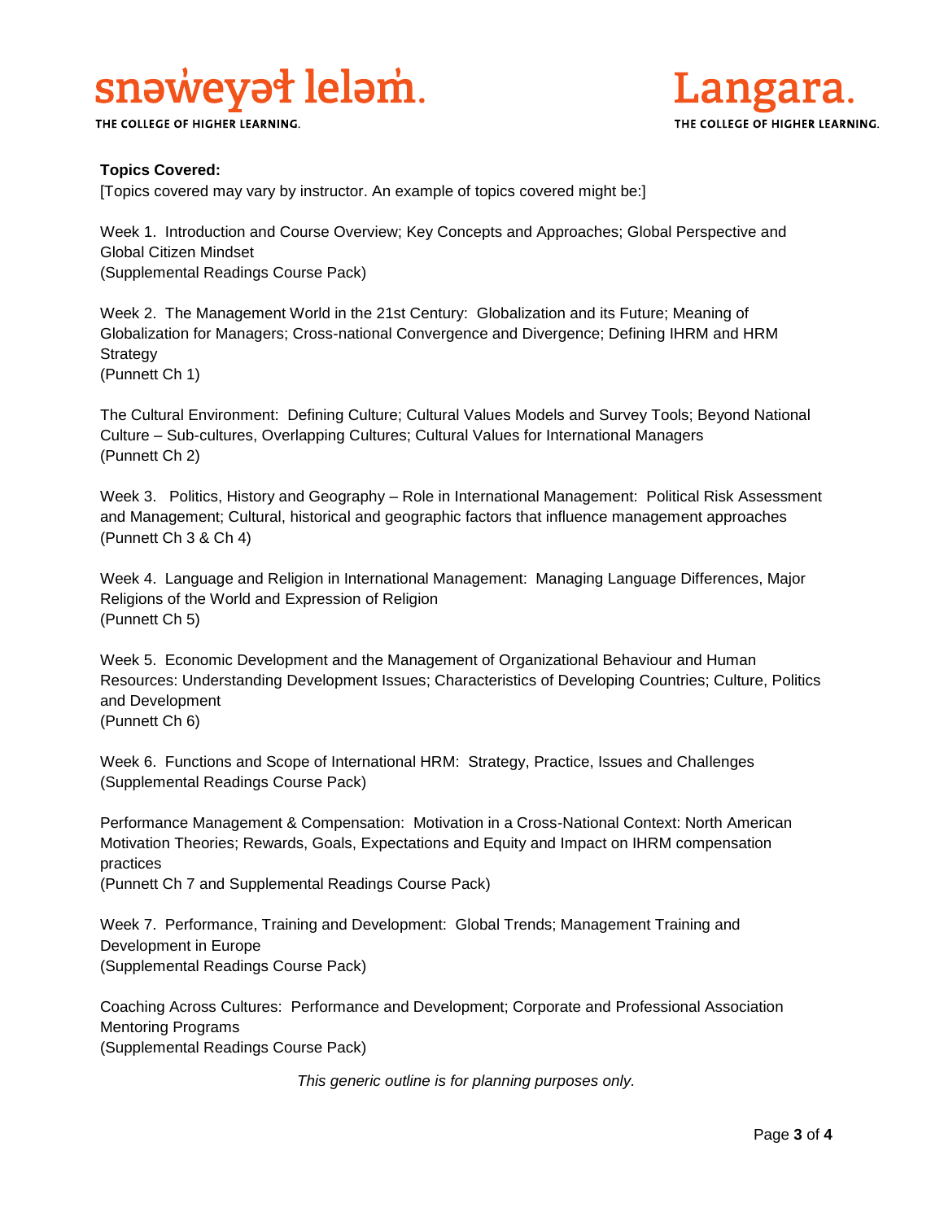**Topics Covered:**

[Topics covered may vary by instructor. An example of topics covered might be:]

Week 1. Introduction and Course Overview; Key Concepts and Approaches; Global Perspective and Global Citizen Mindset
(Supplemental Readings Course Pack)

Week 2. The Management World in the 21st Century: Globalization and its Future; Meaning of Globalization for Managers; Cross-national Convergence and Divergence; Defining IHRM and HRM Strategy
(Punnett Ch 1)

The Cultural Environment: Defining Culture; Cultural Values Models and Survey Tools; Beyond National Culture – Sub-cultures, Overlapping Cultures; Cultural Values for International Managers
(Punnett Ch 2)

Week 3. Politics, History and Geography – Role in International Management: Political Risk Assessment and Management; Cultural, historical and geographic factors that influence management approaches
(Punnett Ch 3 & Ch 4)

Week 4. Language and Religion in International Management: Managing Language Differences, Major Religions of the World and Expression of Religion
(Punnett Ch 5)

Week 5. Economic Development and the Management of Organizational Behaviour and Human Resources: Understanding Development Issues; Characteristics of Developing Countries; Culture, Politics and Development
(Punnett Ch 6)

Week 6. Functions and Scope of International HRM: Strategy, Practice, Issues and Challenges
(Supplemental Readings Course Pack)

Performance Management & Compensation: Motivation in a Cross-National Context: North American Motivation Theories; Rewards, Goals, Expectations and Equity and Impact on IHRM compensation practices
(Punnett Ch 7 and Supplemental Readings Course Pack)

Week 7. Performance, Training and Development: Global Trends; Management Training and Development in Europe
(Supplemental Readings Course Pack)

Coaching Across Cultures: Performance and Development; Corporate and Professional Association Mentoring Programs
(Supplemental Readings Course Pack)

*This generic outline is for planning purposes only.*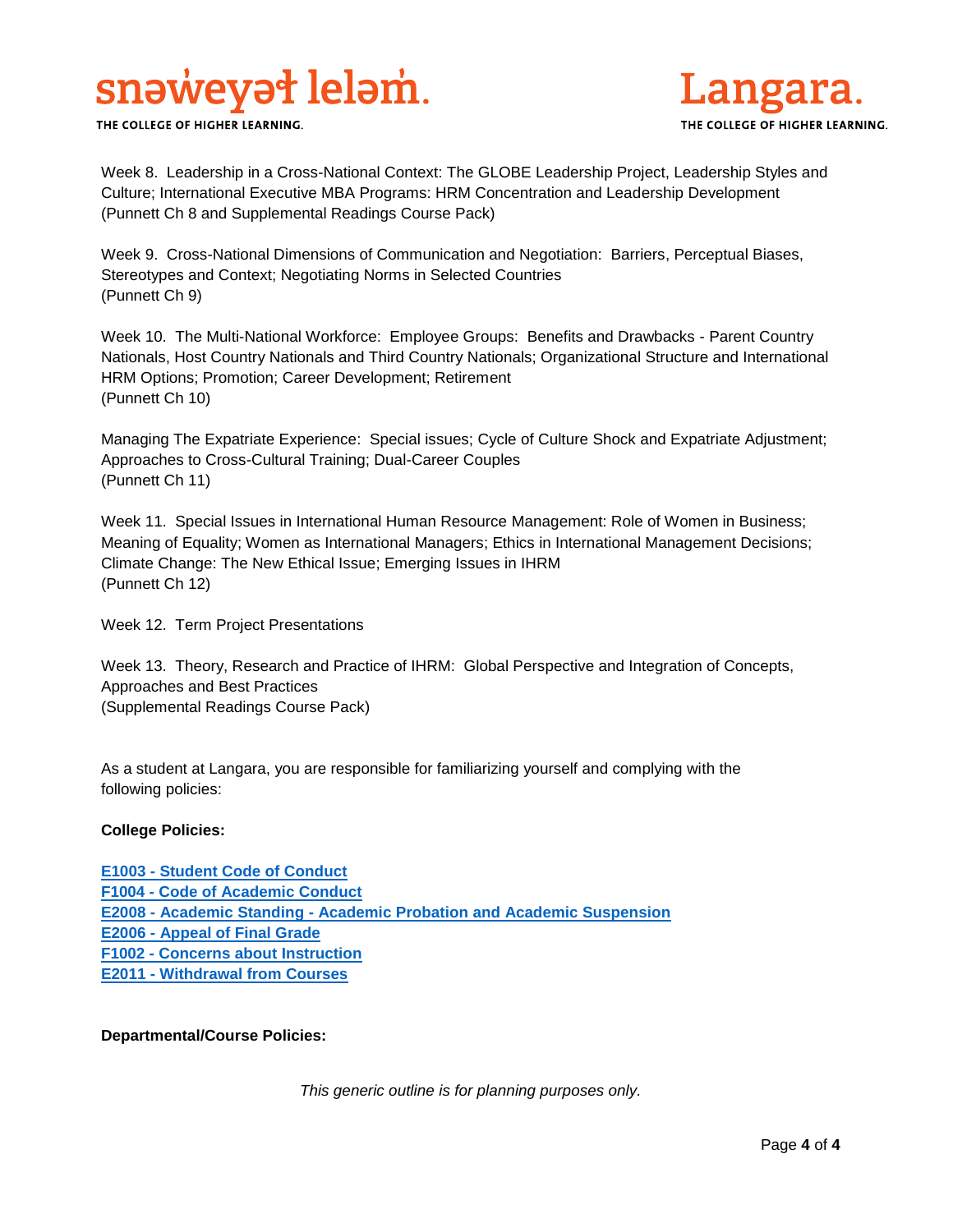Week 8. Leadership in a Cross-National Context: The GLOBE Leadership Project, Leadership Styles and Culture; International Executive MBA Programs: HRM Concentration and Leadership Development
(Punnett Ch 8 and Supplemental Readings Course Pack)

Week 9. Cross-National Dimensions of Communication and Negotiation: Barriers, Perceptual Biases, Stereotypes and Context; Negotiating Norms in Selected Countries
(Punnett Ch 9)

Week 10. The Multi-National Workforce: Employee Groups: Benefits and Drawbacks - Parent Country Nationals, Host Country Nationals and Third Country Nationals; Organizational Structure and International HRM Options; Promotion; Career Development; Retirement
(Punnett Ch 10)

Managing The Expatriate Experience: Special issues; Cycle of Culture Shock and Expatriate Adjustment; Approaches to Cross-Cultural Training; Dual-Career Couples
(Punnett Ch 11)

Week 11. Special Issues in International Human Resource Management: Role of Women in Business; Meaning of Equality; Women as International Managers; Ethics in International Management Decisions; Climate Change: The New Ethical Issue; Emerging Issues in IHRM
(Punnett Ch 12)

Week 12. Term Project Presentations

Week 13. Theory, Research and Practice of IHRM: Global Perspective and Integration of Concepts, Approaches and Best Practices
(Supplemental Readings Course Pack)

As a student at Langara, you are responsible for familiarizing yourself and complying with the following policies:

**College Policies:**

**E1003 - Student Code of Conduct**
**F1004 - Code of Academic Conduct**
**E2008 - Academic Standing - Academic Probation and Academic Suspension**
**E2006 - Appeal of Final Grade**
**F1002 - Concerns about Instruction**
**E2011 - Withdrawal from Courses**

**Departmental/Course Policies:**

*This generic outline is for planning purposes only.*